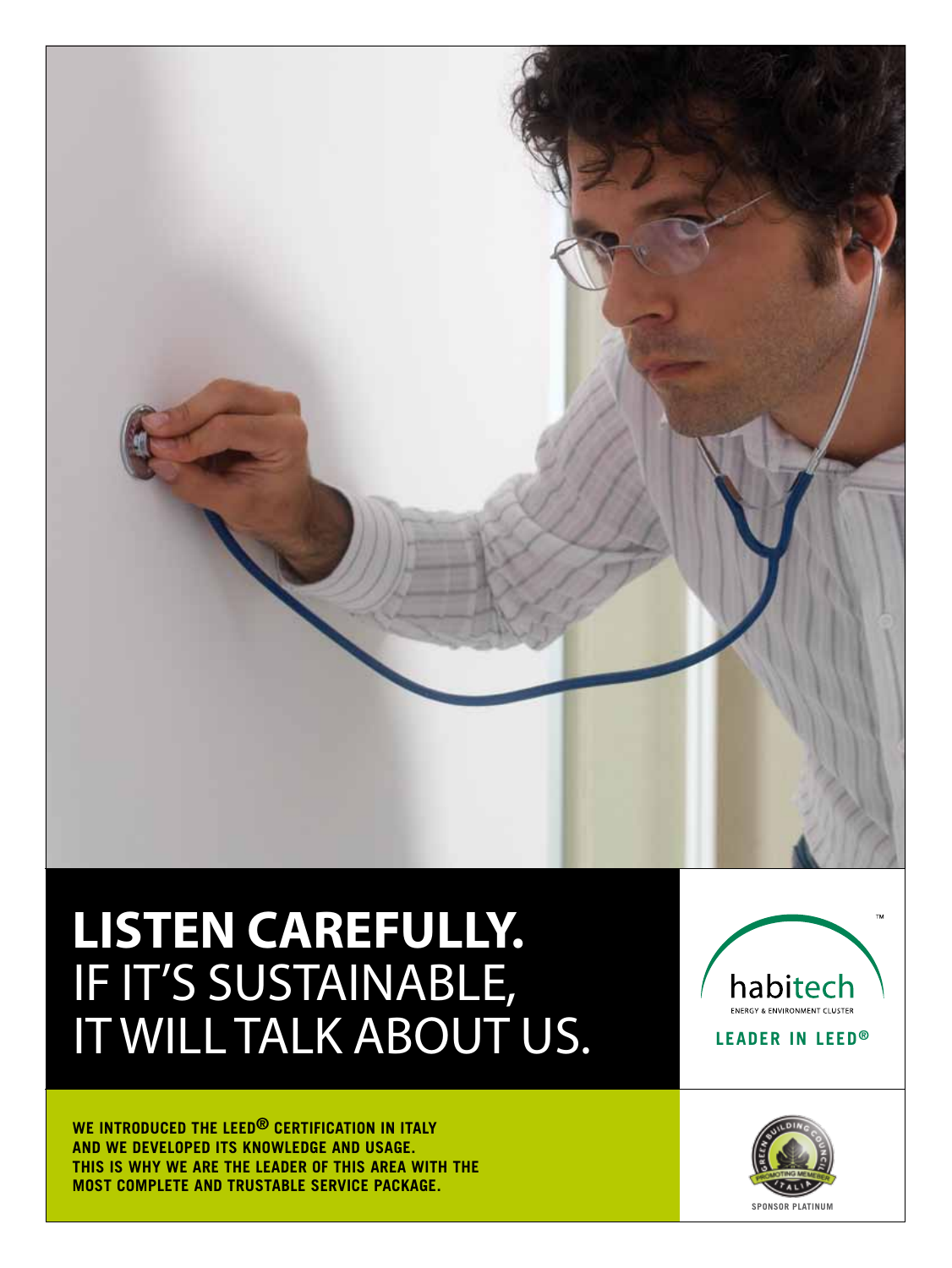# LISTEN CAREFULLY.

IF IT'S SUSTAINABLE, IT WILL TALK ABOUT US.

habitech

ENERGY & ENVIRONMENT CLUSTER

**LEADER IN LEED®**

**WE INTRODUCED THE LEED® CERTIFICATION IN ITALY AND WE DEVELOPED ITS KNOWLEDGE AND USAGE. THIS IS WHY WE ARE THE LEADER OF THIS AREA WITH THE MOST COMPLETE AND TRUSTABLE SERVICE PACKAGE.**

GREEN BUILDING COUNCIL ITALIA — PROMOTING MEMEBER

SPONSOR PLATINUM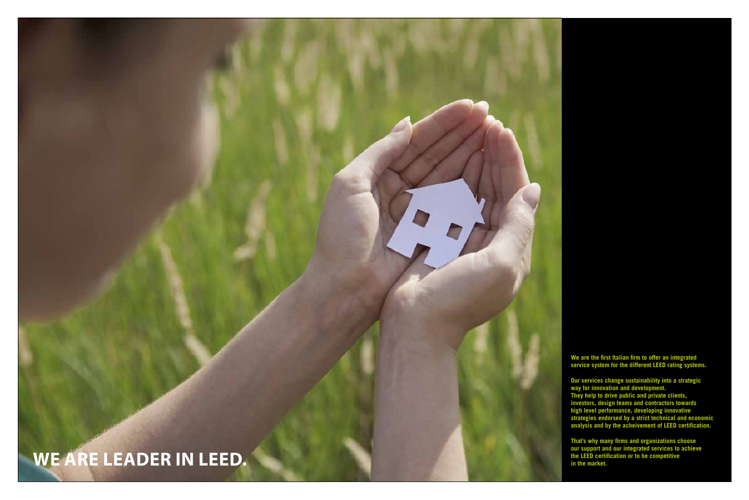# WE ARE LEADER IN LEED.

**We are the first Italian firm to offer an integrated service system for the different LEED rating systems.**

**Our services change sustainability into a strategic way for innovation and development. They help to drive public and private clients, investors, design teams and contractors towards high level performance, developing innovative strategies endorsed by a strict technical and economic analysis and by the acheivement of LEED certification.**

**That's why many firms and organizations choose our support and our integrated services to achieve the LEED certification or to be competitive in the market.**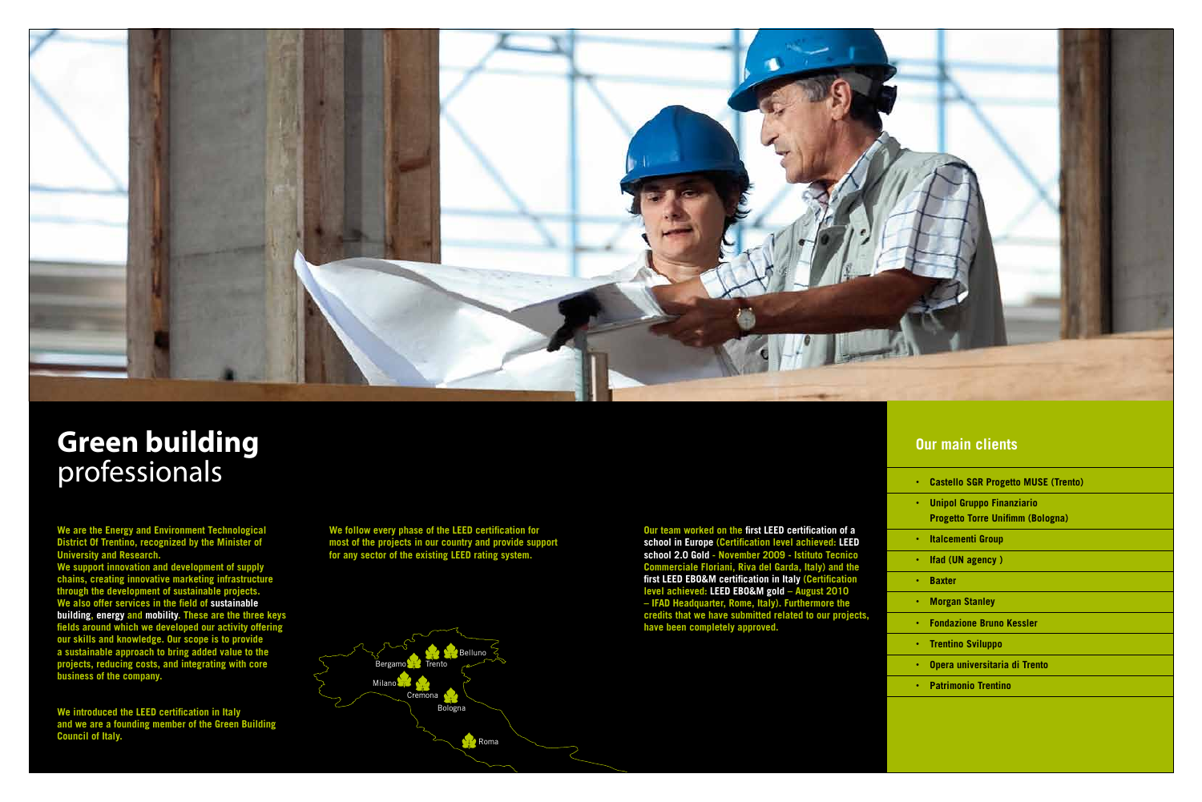# **Green building** professionals

We are the Energy and Environment Technological District Of Trentino, recognized by the Minister of University and Research.
We support innovation and development of supply chains, creating innovative marketing infrastructure through the development of sustainable projects.
We also offer services in the field of **sustainable building**, **energy** and **mobility**. These are the three keys fields around which we developed our activity offering our skills and knowledge. Our scope is to provide a sustainable approach to bring added value to the projects, reducing costs, and integrating with core business of the company.

We introduced the LEED certification in Italy and we are a founding member of the Green Building Council of Italy.

We follow every phase of the LEED certification for most of the projects in our country and provide support for any sector of the existing LEED rating system.

Bergamo Trento Belluno
Milano
Cremona
Bologna
Roma

Our team worked on the **first LEED certification of a school in Europe** (Certification level achieved: **LEED school 2.0 Gold** - November 2009 - Istituto Tecnico Commerciale Floriani, Riva del Garda, Italy) and the **first LEED EBO&M certification in Italy** (Certification level achieved: **LEED EBO&M gold** – August 2010 – IFAD Headquarter, Rome, Italy). Furthermore the credits that we have submitted related to our projects, have been completely approved.

## Our main clients

- Castello SGR Progetto MUSE (Trento)
- Unipol Gruppo Finanziario Progetto Torre Unifimm (Bologna)
- Italcementi Group
- Ifad (UN agency )
- Baxter
- Morgan Stanley
- Fondazione Bruno Kessler
- Trentino Sviluppo
- Opera universitaria di Trento
- Patrimonio Trentino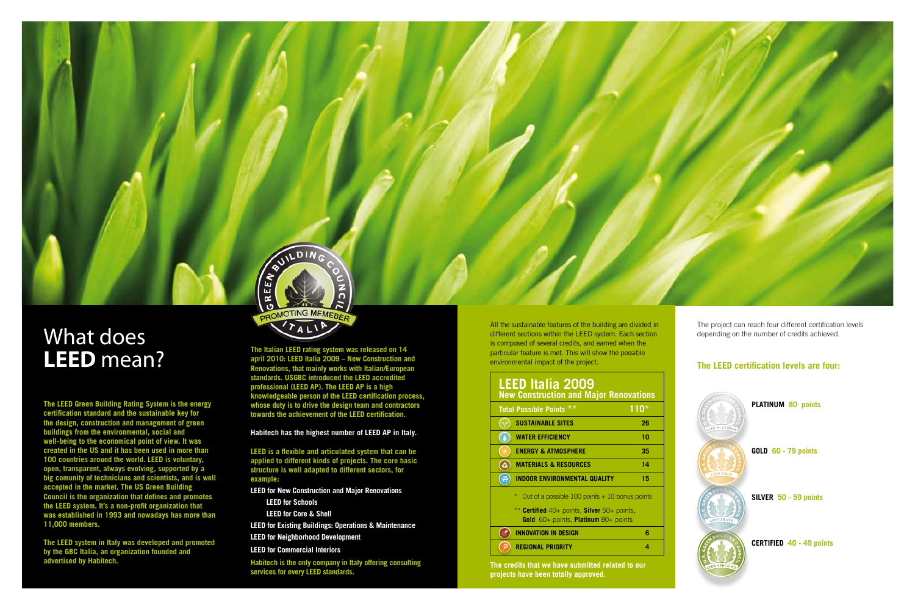# What does **LEED** mean?

**The LEED Green Building Rating System is the energy certification standard and the sustainable key for the design, construction and management of green buildings from the environmental, social and well-being to the economical point of view. It was created in the US and it has been used in more than 100 countries around the world. LEED is voluntary, open, transparent, always evolving, supported by a big comunity of technicians and scientists, and is well accepted in the market. The US Green Building Council is the organization that defines and promotes the LEED system. It's a non-profit organization that was established in 1993 and nowadays has more than 11,000 members.**

**The LEED system in Italy was developed and promoted by the GBC Italia, an organization founded and advertised by Habitech.**

GREEN BUILDING COUNCIL ITALIA
PROMOTING MEMEBER

**The Italian LEED rating system was released on 14 april 2010: LEED Italia 2009 – New Construction and Renovations, that mainly works with Italian/European standards. USGBC introduced the LEED accredited professional (LEED AP). The LEED AP is a high knowledgeable person of the LEED certification process, whose duty is to drive the design team and contractors towards the achievement of the LEED certification.**

**Habitech has the highest number of LEED AP in Italy.**

**LEED is a flexible and articulated system that can be applied to different kinds of projects. The core basic structure is well adapted to different sectors, for example:**

**LEED for New Construction and Major Renovations**
- **LEED for Schools**
- **LEED for Core & Shell**

**LEED for Existing Buildings: Operations & Maintenance**
**LEED for Neighborhood Development**
**LEED for Commercial Interiors**

**Habitech is the only company in Italy offering consulting services for every LEED standards.**

All the sustainable features of the building are divided in different sections within the LEED system. Each section is composed of several credits, and earned when the particular feature is met. This will show the possible environmental impact of the project.

## LEED Italia 2009
### New Construction and Major Renovations

| Total Possible Points ** | 110* |
|---|---|
| SUSTAINABLE SITES | 26 |
| WATER EFFICIENCY | 10 |
| ENERGY & ATMOSPHERE | 35 |
| MATERIALS & RESOURCES | 14 |
| INDOOR ENVIRONMENTAL QUALITY | 15 |
| INNOVATION IN DESIGN | 6 |
| REGIONAL PRIORITY | 4 |

\* Out of a possible 100 points + 10 bonus points

\*\* **Certified** 40+ points, **Silver** 50+ points, **Gold** 60+ points, **Platinum** 80+ points

**The credits that we have submitted related to our projects have been totally approved.**

The project can reach four different certification levels depending on the number of credits achieved.

### The LEED certification levels are four:

- **PLATINUM** 80 points
- **GOLD** 60 - 79 points
- **SILVER** 50 - 59 points
- **CERTIFIED** 40 - 49 points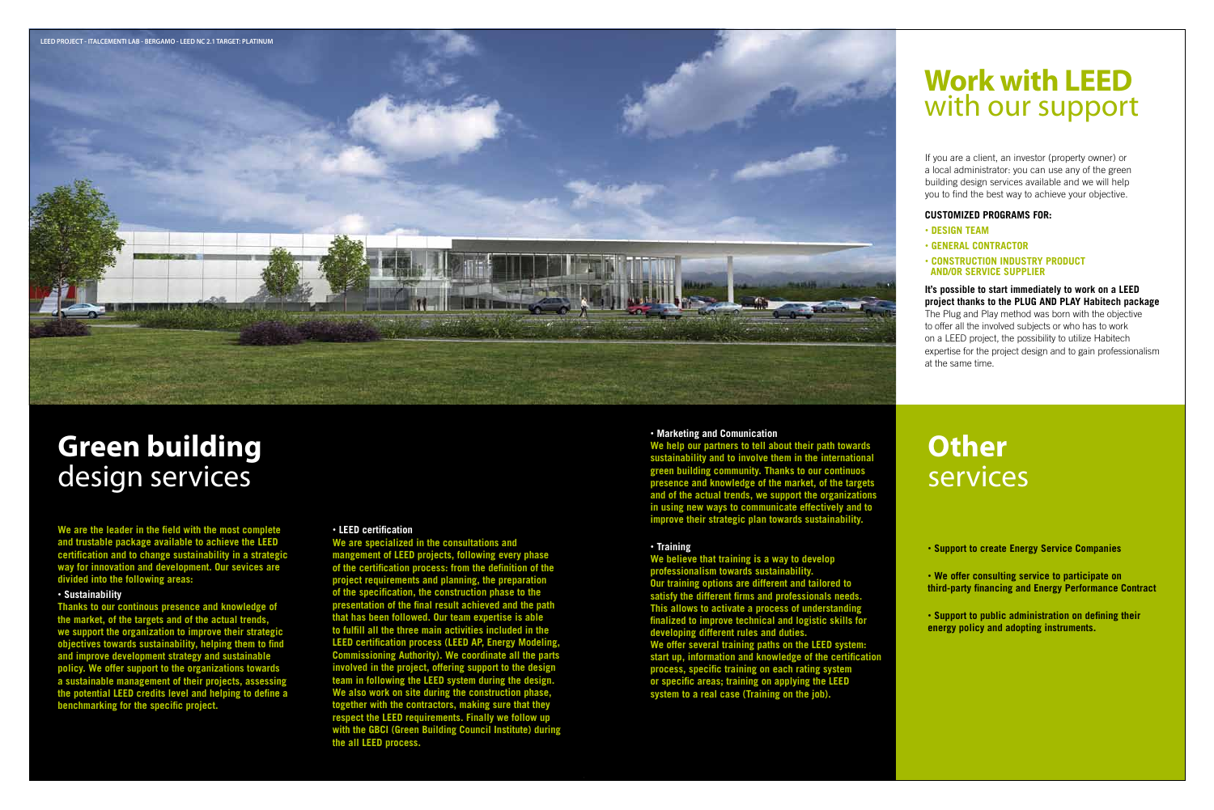LEED PROJECT - ITALCEMENTI LAB - BERGAMO - LEED NC 2.1 TARGET: PLATINUM

# Green building design services

**We are the leader in the field with the most complete and trustable package available to achieve the LEED certification and to change sustainability in a strategic way for innovation and development. Our sevices are divided into the following areas:**

**• Sustainability**

**Thanks to our continous presence and knowledge of the market, of the targets and of the actual trends, we support the organization to improve their strategic objectives towards sustainability, helping them to find and improve development strategy and sustainable policy. We offer support to the organizations towards a sustainable management of their projects, assessing the potential LEED credits level and helping to define a benchmarking for the specific project.**

**• LEED certification**

**We are specialized in the consultations and mangement of LEED projects, following every phase of the certification process: from the definition of the project requirements and planning, the preparation of the specification, the construction phase to the presentation of the final result achieved and the path that has been followed. Our team expertise is able to fulfill all the three main activities included in the LEED certification process (LEED AP, Energy Modeling, Commissioning Authority). We coordinate all the parts involved in the project, offering support to the design team in following the LEED system during the design. We also work on site during the construction phase, together with the contractors, making sure that they respect the LEED requirements. Finally we follow up with the GBCI (Green Building Council Institute) during the all LEED process.**

**• Marketing and Comunication**

**We help our partners to tell about their path towards sustainability and to involve them in the international green building community. Thanks to our continuos presence and knowledge of the market, of the targets and of the actual trends, we support the organizations in using new ways to communicate effectively and to improve their strategic plan towards sustainability.**

**• Training**

**We believe that training is a way to develop professionalism towards sustainability. Our training options are different and tailored to satisfy the different firms and professionals needs. This allows to activate a process of understanding finalized to improve technical and logistic skills for developing different rules and duties. We offer several training paths on the LEED system: start up, information and knowledge of the certification process, specific training on each rating system or specific areas; training on applying the LEED system to a real case (Training on the job).**

# Work with LEED with our support

If you are a client, an investor (property owner) or a local administrator: you can use any of the green building design services available and we will help you to find the best way to achieve your objective.

**CUSTOMIZED PROGRAMS FOR:**

- **DESIGN TEAM**
- **GENERAL CONTRACTOR**
- **CONSTRUCTION INDUSTRY PRODUCT AND/OR SERVICE SUPPLIER**

**It's possible to start immediately to work on a LEED project thanks to the PLUG AND PLAY Habitech package**
The Plug and Play method was born with the objective to offer all the involved subjects or who has to work on a LEED project, the possibility to utilize Habitech expertise for the project design and to gain professionalism at the same time.

# Other services

**• Support to create Energy Service Companies**

**• We offer consulting service to participate on third-party financing and Energy Performance Contract**

**• Support to public administration on defining their energy policy and adopting instruments.**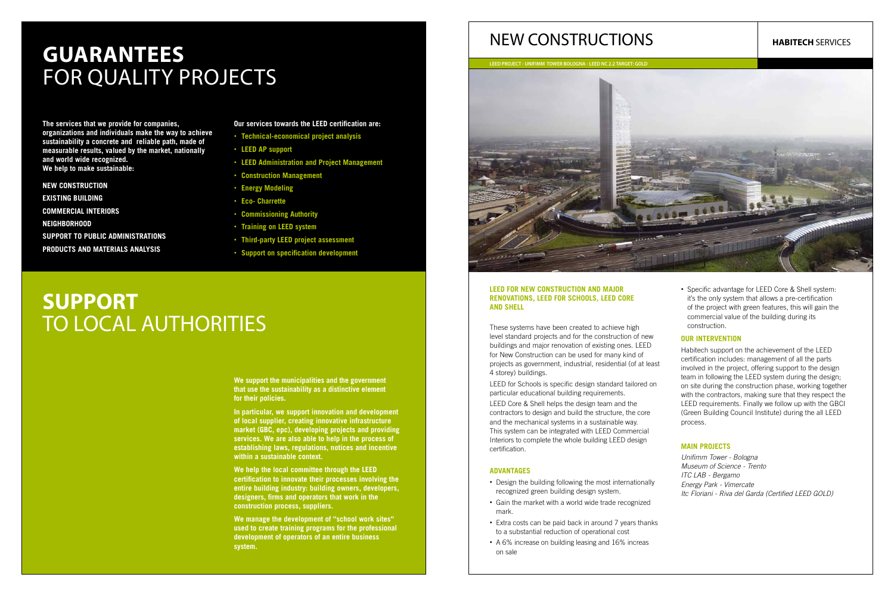# GUARANTEES FOR QUALITY PROJECTS

**The services that we provide for companies, organizations and individuals make the way to achieve sustainability a concrete and reliable path, made of measurable results, valued by the market, nationally and world wide recognized. We help to make sustainable:**

**NEW CONSTRUCTION**

**EXISTING BUILDING**

**COMMERCIAL INTERIORS**

**NEIGHBORHOOD**

**SUPPORT TO PUBLIC ADMINISTRATIONS**

**PRODUCTS AND MATERIALS ANALYSIS**

**Our services towards the LEED certification are:**

- **Technical-economical project analysis**
- **LEED AP support**
- **LEED Administration and Project Management**
- **Construction Management**
- **Energy Modeling**
- **Eco- Charrette**
- **Commissioning Authority**
- **Training on LEED system**
- **Third-party LEED project assessment**
- **Support on specification development**

# SUPPORT TO LOCAL AUTHORITIES

**We support the municipalities and the government that use the sustainability as a distinctive element for their policies.**

**In particular, we support innovation and development of local supplier, creating innovative infrastructure market (GBC, epc), developing projects and providing services. We are also able to help in the process of establishing laws, regulations, notices and incentive within a sustainable context.**

**We help the local committee through the LEED certification to innovate their processes involving the entire building industry: building owners, developers, designers, firms and operators that work in the construction process, suppliers.**

**We manage the development of "school work sites" used to create training programs for the professional development of operators of an entire business system.**

# NEW CONSTRUCTIONS

**HABITECH** SERVICES

LEED PROJECT - UNIFIMM TOWER BOLOGNA - LEED NC 2.2 TARGET: GOLD

### LEED FOR NEW CONSTRUCTION AND MAJOR RENOVATIONS, LEED FOR SCHOOLS, LEED CORE AND SHELL

These systems have been created to achieve high level standard projects and for the construction of new buildings and major renovation of existing ones. LEED for New Construction can be used for many kind of projects as government, industrial, residential (of at least 4 storey) buildings.

LEED for Schools is specific design standard tailored on particular educational building requirements.

LEED Core & Shell helps the design team and the contractors to design and build the structure, the core and the mechanical systems in a sustainable way. This system can be integrated with LEED Commercial Interiors to complete the whole building LEED design certification.

### ADVANTAGES

- Design the building following the most internationally recognized green building design system.
- Gain the market with a world wide trade recognized mark.
- Extra costs can be paid back in around 7 years thanks to a substantial reduction of operational cost
- A 6% increase on building leasing and 16% increas on sale
- Specific advantage for LEED Core & Shell system: it's the only system that allows a pre-certification of the project with green features, this will gain the commercial value of the building during its construction.

### OUR INTERVENTION

Habitech support on the achievement of the LEED certification includes: management of all the parts involved in the project, offering support to the design team in following the LEED system during the design; on site during the construction phase, working together with the contractors, making sure that they respect the LEED requirements. Finally we follow up with the GBCI (Green Building Council Institute) during the all LEED process.

### MAIN PROJECTS

*Unifimm Tower - Bologna*
*Museum of Science - Trento*
*ITC LAB - Bergamo*
*Energy Park - Vimercate*
*Itc Floriani - Riva del Garda (Certified LEED GOLD)*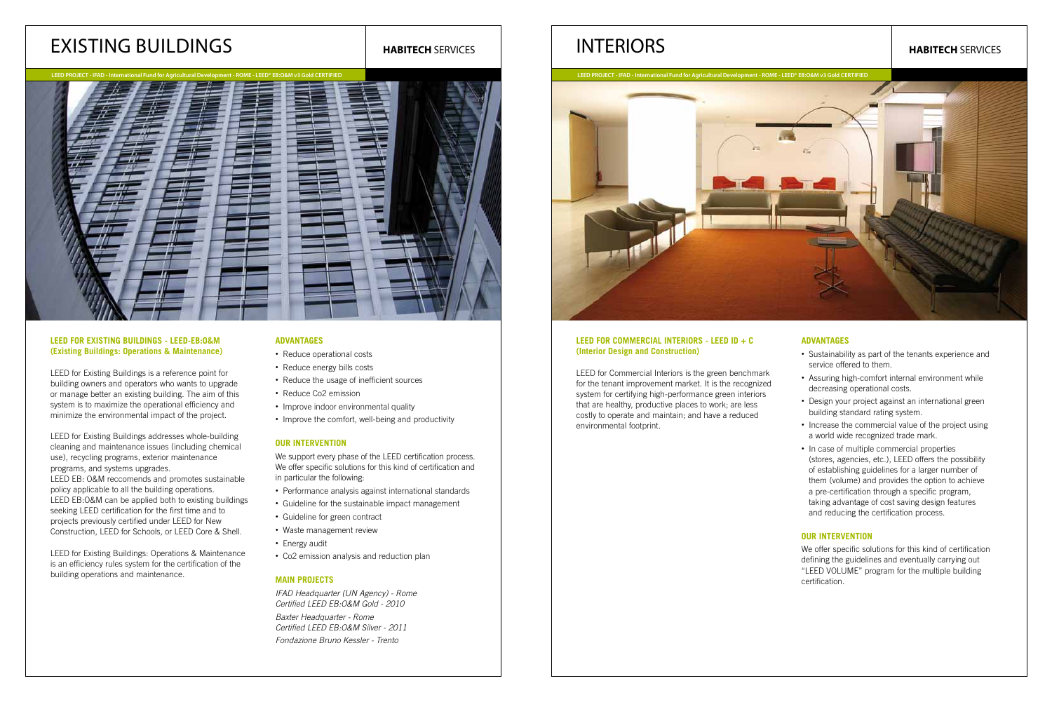# EXISTING BUILDINGS

**HABITECH** SERVICES

LEED PROJECT - IFAD - International Fund for Agricultural Development - ROME - LEED® EB:O&M v3 Gold CERTIFIED

### LEED FOR EXISTING BUILDINGS - LEED-EB:O&M (Existing Buildings: Operations & Maintenance)

LEED for Existing Buildings is a reference point for building owners and operators who wants to upgrade or manage better an existing building. The aim of this system is to maximize the operational efficiency and minimize the environmental impact of the project.

LEED for Existing Buildings addresses whole-building cleaning and maintenance issues (including chemical use), recycling programs, exterior maintenance programs, and systems upgrades.
LEED EB: O&M reccomends and promotes sustainable policy applicable to all the building operations.
LEED EB:O&M can be applied both to existing buildings seeking LEED certification for the first time and to projects previously certified under LEED for New Construction, LEED for Schools, or LEED Core & Shell.

LEED for Existing Buildings: Operations & Maintenance is an efficiency rules system for the certification of the building operations and maintenance.

### ADVANTAGES

- Reduce operational costs
- Reduce energy bills costs
- Reduce the usage of inefficient sources
- Reduce Co2 emission
- Improve indoor environmental quality
- Improve the comfort, well-being and productivity

### OUR INTERVENTION

We support every phase of the LEED certification process. We offer specific solutions for this kind of certification and in particular the following:

- Performance analysis against international standards
- Guideline for the sustainable impact management
- Guideline for green contract
- Waste management review
- Energy audit
- Co2 emission analysis and reduction plan

### MAIN PROJECTS

*IFAD Headquarter (UN Agency) - Rome*
*Certified LEED EB:O&M Gold - 2010*

*Baxter Headquarter - Rome*
*Certified LEED EB:O&M Silver - 2011*

*Fondazione Bruno Kessler - Trento*

# INTERIORS

**HABITECH** SERVICES

LEED PROJECT - IFAD - International Fund for Agricultural Development - ROME - LEED® EB:O&M v3 Gold CERTIFIED

### LEED FOR COMMERCIAL INTERIORS - LEED ID + C (Interior Design and Construction)

LEED for Commercial Interiors is the green benchmark for the tenant improvement market. It is the recognized system for certifying high-performance green interiors that are healthy, productive places to work; are less costly to operate and maintain; and have a reduced environmental footprint.

### ADVANTAGES

- Sustainability as part of the tenants experience and service offered to them.
- Assuring high-comfort internal environment while decreasing operational costs.
- Design your project against an international green building standard rating system.
- Increase the commercial value of the project using a world wide recognized trade mark.
- In case of multiple commercial properties (stores, agencies, etc.), LEED offers the possibility of establishing guidelines for a larger number of them (volume) and provides the option to achieve a pre-certification through a specific program, taking advantage of cost saving design features and reducing the certification process.

### OUR INTERVENTION

We offer specific solutions for this kind of certification defining the guidelines and eventually carrying out "LEED VOLUME" program for the multiple building certification.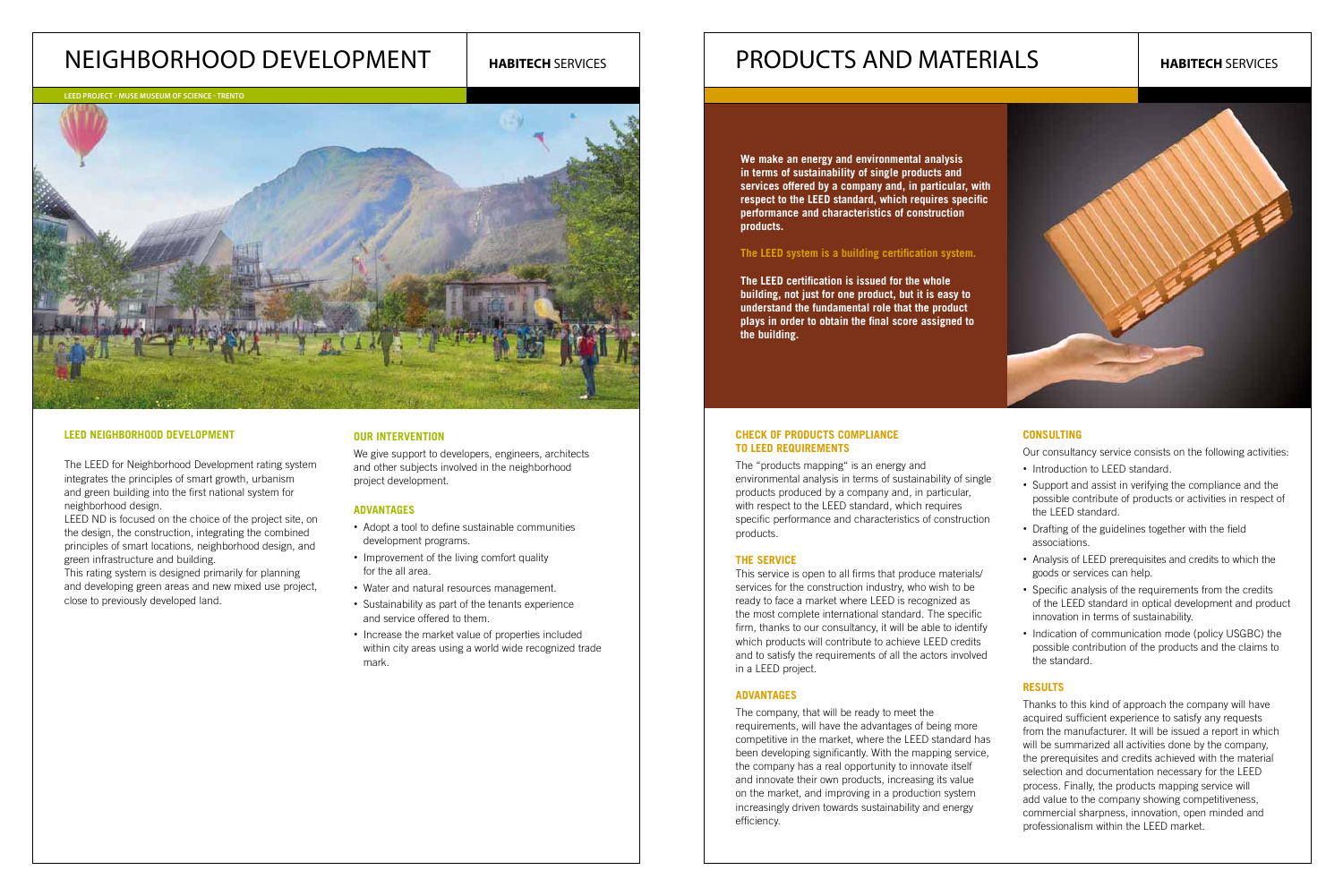# NEIGHBORHOOD DEVELOPMENT

**HABITECH** SERVICES

LEED PROJECT - MUSE MUSEUM OF SCIENCE - TRENTO

### LEED NEIGHBORHOOD DEVELOPMENT

The LEED for Neighborhood Development rating system integrates the principles of smart growth, urbanism and green building into the first national system for neighborhood design.

LEED ND is focused on the choice of the project site, on the design, the construction, integrating the combined principles of smart locations, neighborhood design, and green infrastructure and building.

This rating system is designed primarily for planning and developing green areas and new mixed use project, close to previously developed land.

### OUR INTERVENTION

We give support to developers, engineers, architects and other subjects involved in the neighborhood project development.

### ADVANTAGES

- Adopt a tool to define sustainable communities development programs.
- Improvement of the living comfort quality for the all area.
- Water and natural resources management.
- Sustainability as part of the tenants experience and service offered to them.
- Increase the market value of properties included within city areas using a world wide recognized trade mark.

# PRODUCTS AND MATERIALS

**HABITECH** SERVICES

**We make an energy and environmental analysis in terms of sustainability of single products and services offered by a company and, in particular, with respect to the LEED standard, which requires specific performance and characteristics of construction products.**

**The LEED system is a building certification system.**

**The LEED certification is issued for the whole building, not just for one product, but it is easy to understand the fundamental role that the product plays in order to obtain the final score assigned to the building.**

### CHECK OF PRODUCTS COMPLIANCE TO LEED REQUIREMENTS

The "products mapping" is an energy and environmental analysis in terms of sustainability of single products produced by a company and, in particular, with respect to the LEED standard, which requires specific performance and characteristics of construction products.

### THE SERVICE

This service is open to all firms that produce materials/ services for the construction industry, who wish to be ready to face a market where LEED is recognized as the most complete international standard. The specific firm, thanks to our consultancy, it will be able to identify which products will contribute to achieve LEED credits and to satisfy the requirements of all the actors involved in a LEED project.

### ADVANTAGES

The company, that will be ready to meet the requirements, will have the advantages of being more competitive in the market, where the LEED standard has been developing significantly. With the mapping service, the company has a real opportunity to innovate itself and innovate their own products, increasing its value on the market, and improving in a production system increasingly driven towards sustainability and energy efficiency.

### CONSULTING

Our consultancy service consists on the following activities:

- Introduction to LEED standard.
- Support and assist in verifying the compliance and the possible contribute of products or activities in respect of the LEED standard.
- Drafting of the guidelines together with the field associations.
- Analysis of LEED prerequisites and credits to which the goods or services can help.
- Specific analysis of the requirements from the credits of the LEED standard in optical development and product innovation in terms of sustainability.
- Indication of communication mode (policy USGBC) the possible contribution of the products and the claims to the standard.

### RESULTS

Thanks to this kind of approach the company will have acquired sufficient experience to satisfy any requests from the manufacturer. It will be issued a report in which will be summarized all activities done by the company, the prerequisites and credits achieved with the material selection and documentation necessary for the LEED process. Finally, the products mapping service will add value to the company showing competitiveness, commercial sharpness, innovation, open minded and professionalism within the LEED market.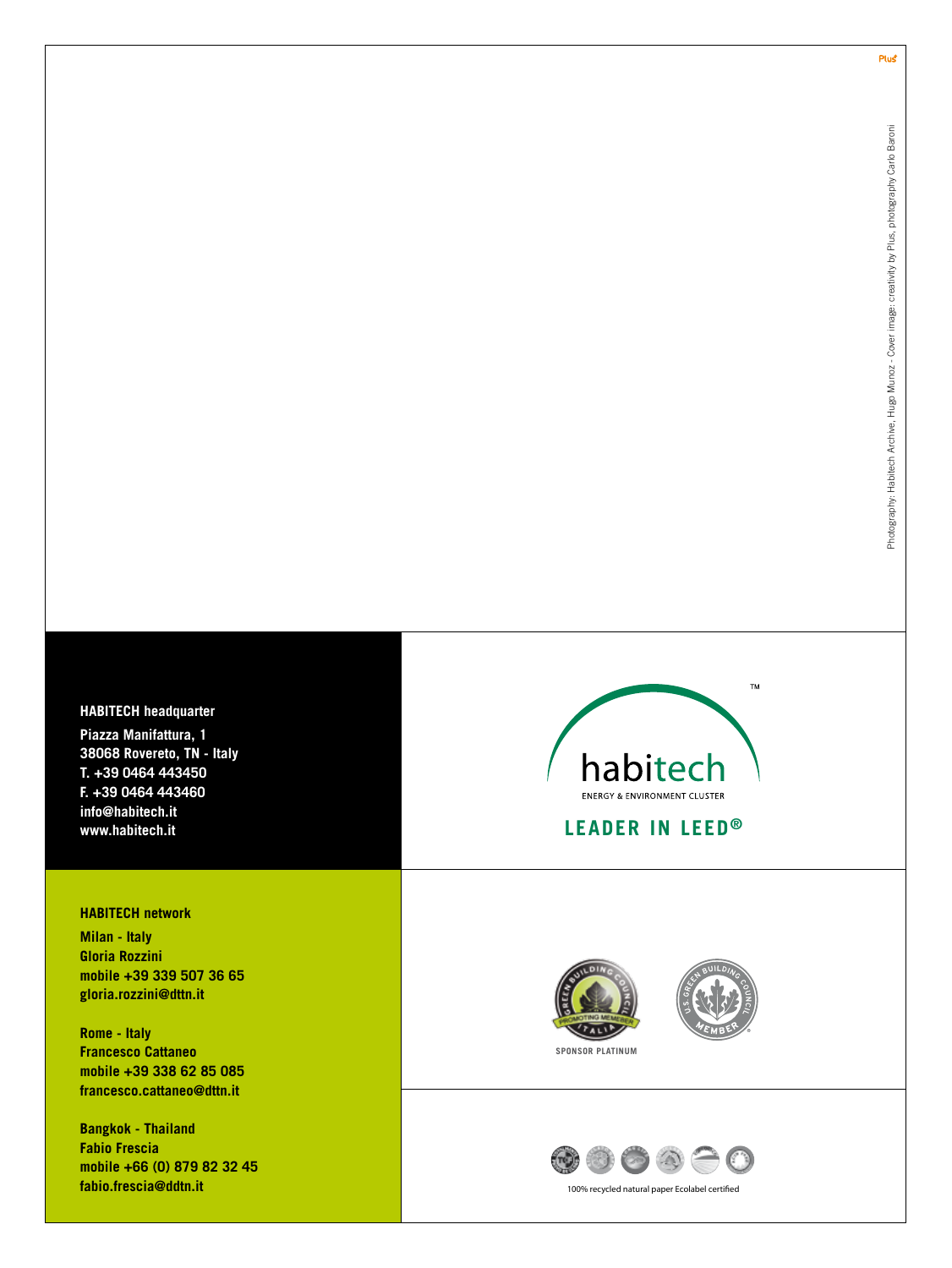Photography: Habitech Archive, Hugo Munoz - Cover image: creativity by Plus, photography Carlo Baroni

**HABITECH headquarter**

Piazza Manifattura, 1
38068 Rovereto, TN - Italy
T. +39 0464 443450
F. +39 0464 443460
info@habitech.it
www.habitech.it

habitech™
ENERGY & ENVIRONMENT CLUSTER

LEADER IN LEED®

**HABITECH network**

Milan - Italy
Gloria Rozzini
mobile +39 339 507 36 65
gloria.rozzini@dttn.it

Rome - Italy
Francesco Cattaneo
mobile +39 338 62 85 085
francesco.cattaneo@dttn.it

Bangkok - Thailand
Fabio Frescia
mobile +66 (0) 879 82 32 45
fabio.frescia@ddtn.it

SPONSOR PLATINUM

100% recycled natural paper Ecolabel certified